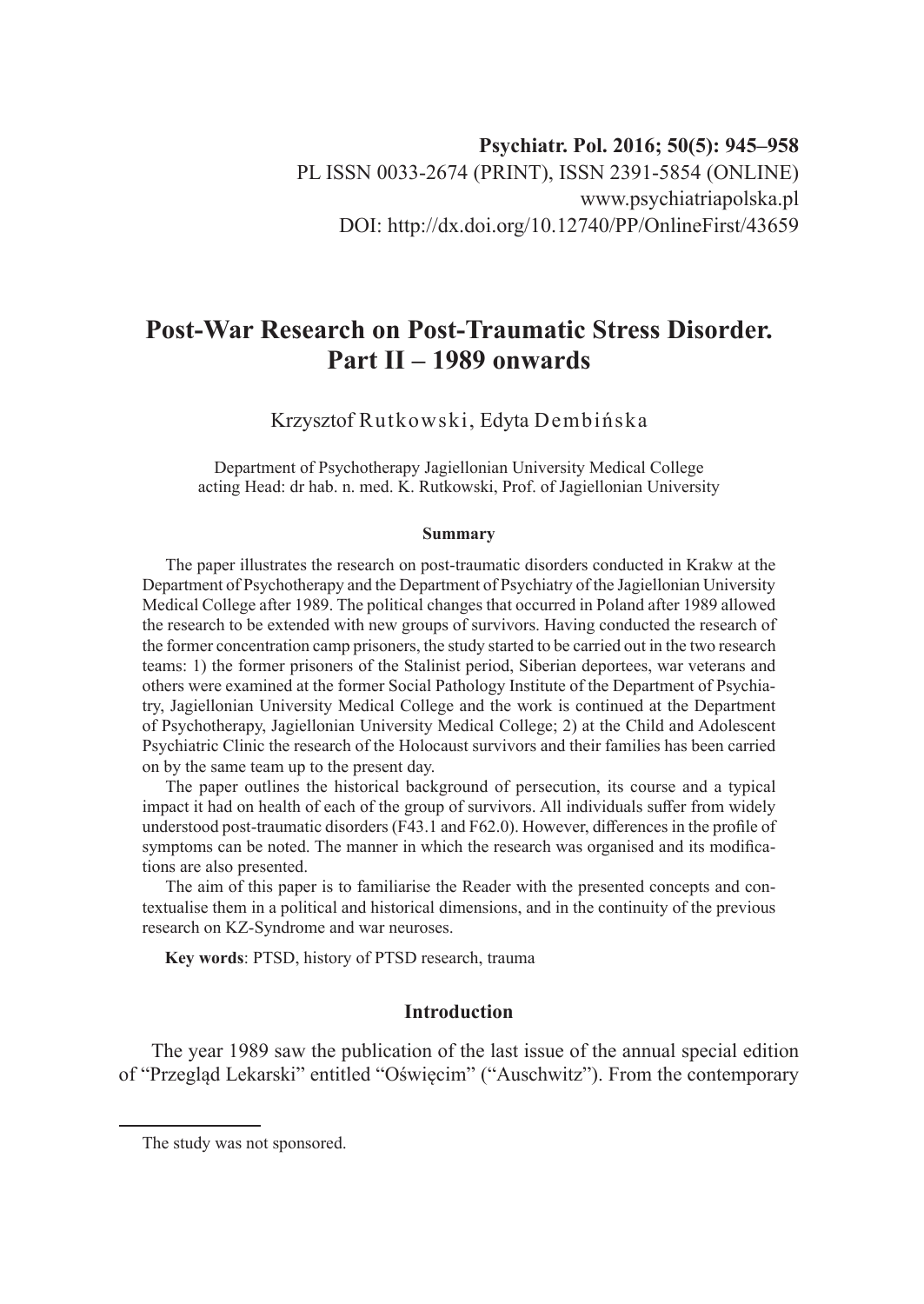**Psychiatr. Pol. 2016; 50(5): 945–958**
PL ISSN 0033-2674 (PRINT), ISSN 2391-5854 (ONLINE)
www.psychiatriapolska.pl
DOI: http://dx.doi.org/10.12740/PP/OnlineFirst/43659

# Post-War Research on Post-Traumatic Stress Disorder. Part II – 1989 onwards

Krzysztof Rutkowski, Edyta Dembińska

Department of Psychotherapy Jagiellonian University Medical College
acting Head: dr hab. n. med. K. Rutkowski, Prof. of Jagiellonian University

### Summary

The paper illustrates the research on post-traumatic disorders conducted in Krakw at the Department of Psychotherapy and the Department of Psychiatry of the Jagiellonian University Medical College after 1989. The political changes that occurred in Poland after 1989 allowed the research to be extended with new groups of survivors. Having conducted the research of the former concentration camp prisoners, the study started to be carried out in the two research teams: 1) the former prisoners of the Stalinist period, Siberian deportees, war veterans and others were examined at the former Social Pathology Institute of the Department of Psychiatry, Jagiellonian University Medical College and the work is continued at the Department of Psychotherapy, Jagiellonian University Medical College; 2) at the Child and Adolescent Psychiatric Clinic the research of the Holocaust survivors and their families has been carried on by the same team up to the present day.

The paper outlines the historical background of persecution, its course and a typical impact it had on health of each of the group of survivors. All individuals suffer from widely understood post-traumatic disorders (F43.1 and F62.0). However, differences in the profile of symptoms can be noted. The manner in which the research was organised and its modifications are also presented.

The aim of this paper is to familiarise the Reader with the presented concepts and contextualise them in a political and historical dimensions, and in the continuity of the previous research on KZ-Syndrome and war neuroses.

**Key words**: PTSD, history of PTSD research, trauma

## Introduction

The year 1989 saw the publication of the last issue of the annual special edition of "Przegląd Lekarski" entitled "Oświęcim" ("Auschwitz"). From the contemporary

---

The study was not sponsored.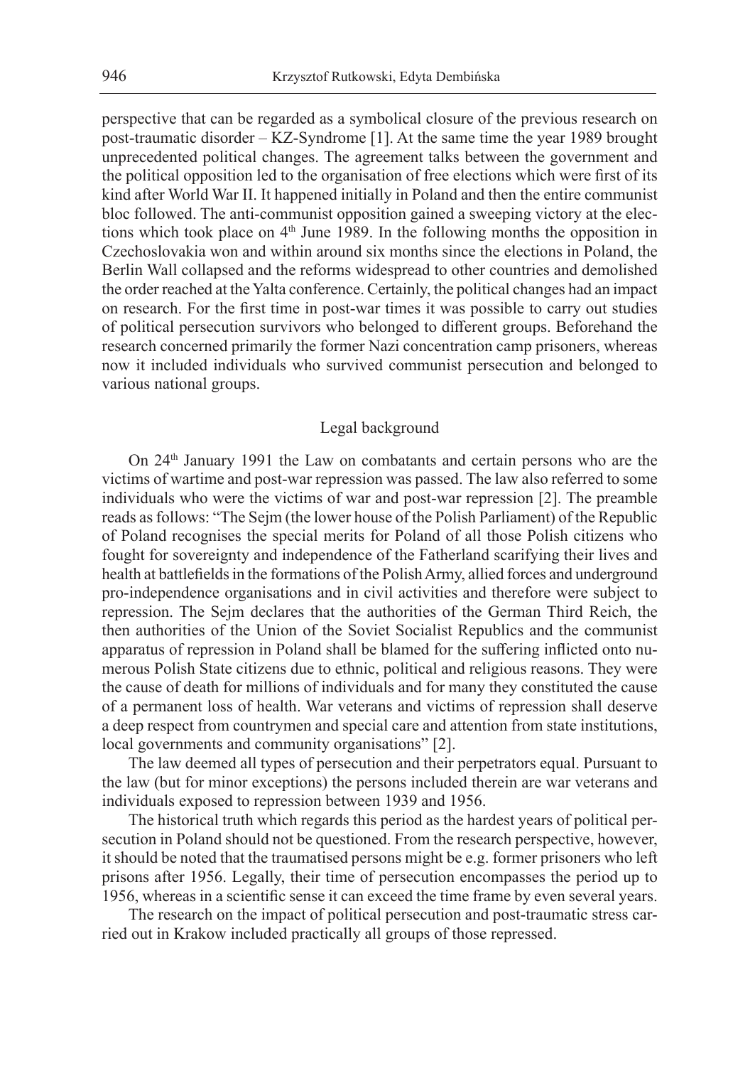perspective that can be regarded as a symbolical closure of the previous research on post-traumatic disorder – KZ-Syndrome [1]. At the same time the year 1989 brought unprecedented political changes. The agreement talks between the government and the political opposition led to the organisation of free elections which were first of its kind after World War II. It happened initially in Poland and then the entire communist bloc followed. The anti-communist opposition gained a sweeping victory at the elections which took place on 4th June 1989. In the following months the opposition in Czechoslovakia won and within around six months since the elections in Poland, the Berlin Wall collapsed and the reforms widespread to other countries and demolished the order reached at the Yalta conference. Certainly, the political changes had an impact on research. For the first time in post-war times it was possible to carry out studies of political persecution survivors who belonged to different groups. Beforehand the research concerned primarily the former Nazi concentration camp prisoners, whereas now it included individuals who survived communist persecution and belonged to various national groups.

## Legal background

On 24th January 1991 the Law on combatants and certain persons who are the victims of wartime and post-war repression was passed. The law also referred to some individuals who were the victims of war and post-war repression [2]. The preamble reads as follows: "The Sejm (the lower house of the Polish Parliament) of the Republic of Poland recognises the special merits for Poland of all those Polish citizens who fought for sovereignty and independence of the Fatherland scarifying their lives and health at battlefields in the formations of the Polish Army, allied forces and underground pro-independence organisations and in civil activities and therefore were subject to repression. The Sejm declares that the authorities of the German Third Reich, the then authorities of the Union of the Soviet Socialist Republics and the communist apparatus of repression in Poland shall be blamed for the suffering inflicted onto numerous Polish State citizens due to ethnic, political and religious reasons. They were the cause of death for millions of individuals and for many they constituted the cause of a permanent loss of health. War veterans and victims of repression shall deserve a deep respect from countrymen and special care and attention from state institutions, local governments and community organisations" [2].

The law deemed all types of persecution and their perpetrators equal. Pursuant to the law (but for minor exceptions) the persons included therein are war veterans and individuals exposed to repression between 1939 and 1956.

The historical truth which regards this period as the hardest years of political persecution in Poland should not be questioned. From the research perspective, however, it should be noted that the traumatised persons might be e.g. former prisoners who left prisons after 1956. Legally, their time of persecution encompasses the period up to 1956, whereas in a scientific sense it can exceed the time frame by even several years.

The research on the impact of political persecution and post-traumatic stress carried out in Krakow included practically all groups of those repressed.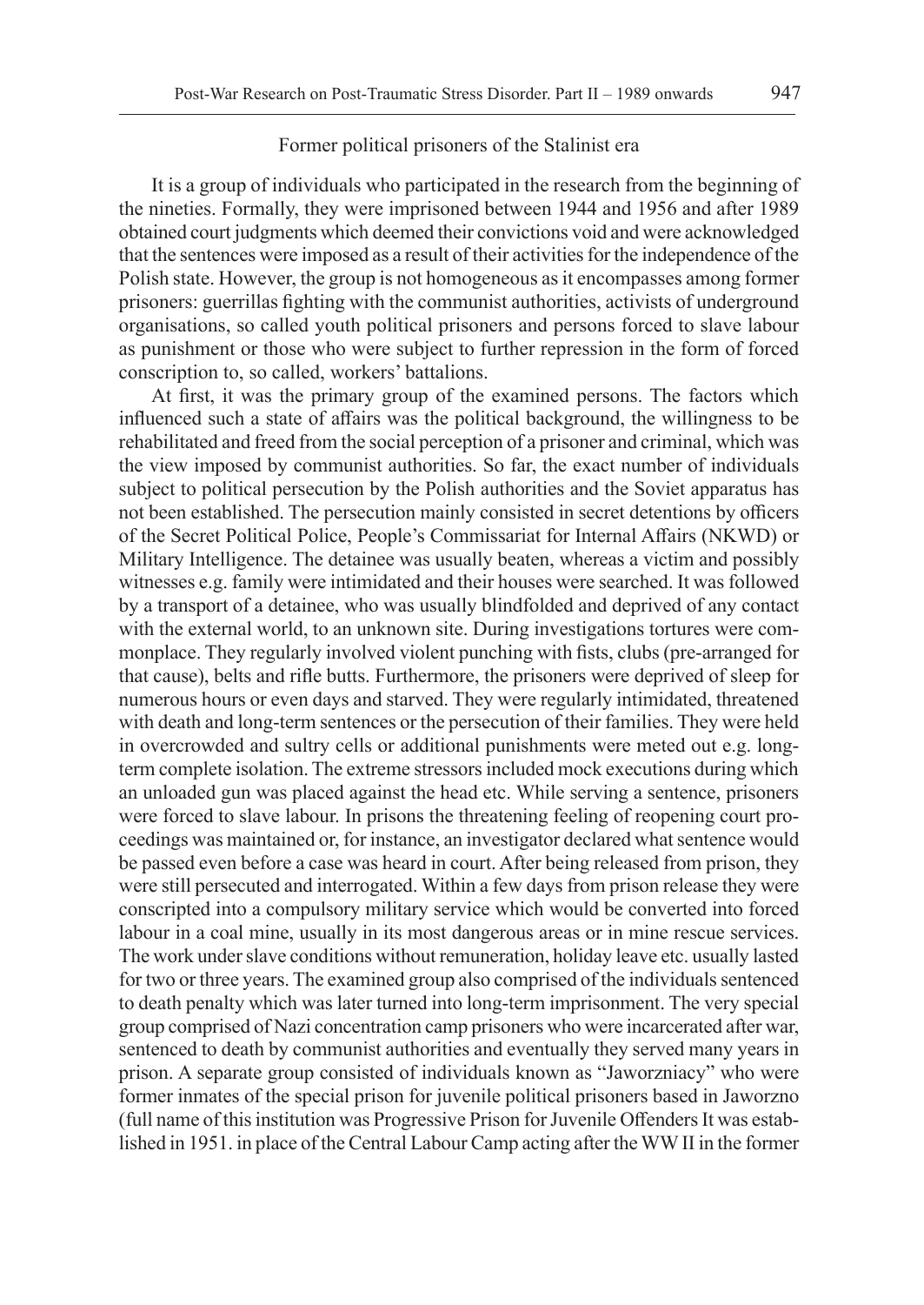## Former political prisoners of the Stalinist era

It is a group of individuals who participated in the research from the beginning of the nineties. Formally, they were imprisoned between 1944 and 1956 and after 1989 obtained court judgments which deemed their convictions void and were acknowledged that the sentences were imposed as a result of their activities for the independence of the Polish state. However, the group is not homogeneous as it encompasses among former prisoners: guerrillas fighting with the communist authorities, activists of underground organisations, so called youth political prisoners and persons forced to slave labour as punishment or those who were subject to further repression in the form of forced conscription to, so called, workers' battalions.

At first, it was the primary group of the examined persons. The factors which influenced such a state of affairs was the political background, the willingness to be rehabilitated and freed from the social perception of a prisoner and criminal, which was the view imposed by communist authorities. So far, the exact number of individuals subject to political persecution by the Polish authorities and the Soviet apparatus has not been established. The persecution mainly consisted in secret detentions by officers of the Secret Political Police, People's Commissariat for Internal Affairs (NKWD) or Military Intelligence. The detainee was usually beaten, whereas a victim and possibly witnesses e.g. family were intimidated and their houses were searched. It was followed by a transport of a detainee, who was usually blindfolded and deprived of any contact with the external world, to an unknown site. During investigations tortures were commonplace. They regularly involved violent punching with fists, clubs (pre-arranged for that cause), belts and rifle butts. Furthermore, the prisoners were deprived of sleep for numerous hours or even days and starved. They were regularly intimidated, threatened with death and long-term sentences or the persecution of their families. They were held in overcrowded and sultry cells or additional punishments were meted out e.g. long-term complete isolation. The extreme stressors included mock executions during which an unloaded gun was placed against the head etc. While serving a sentence, prisoners were forced to slave labour. In prisons the threatening feeling of reopening court proceedings was maintained or, for instance, an investigator declared what sentence would be passed even before a case was heard in court. After being released from prison, they were still persecuted and interrogated. Within a few days from prison release they were conscripted into a compulsory military service which would be converted into forced labour in a coal mine, usually in its most dangerous areas or in mine rescue services. The work under slave conditions without remuneration, holiday leave etc. usually lasted for two or three years. The examined group also comprised of the individuals sentenced to death penalty which was later turned into long-term imprisonment. The very special group comprised of Nazi concentration camp prisoners who were incarcerated after war, sentenced to death by communist authorities and eventually they served many years in prison. A separate group consisted of individuals known as "Jaworzniacy" who were former inmates of the special prison for juvenile political prisoners based in Jaworzno (full name of this institution was Progressive Prison for Juvenile Offenders It was established in 1951. in place of the Central Labour Camp acting after the WW II in the former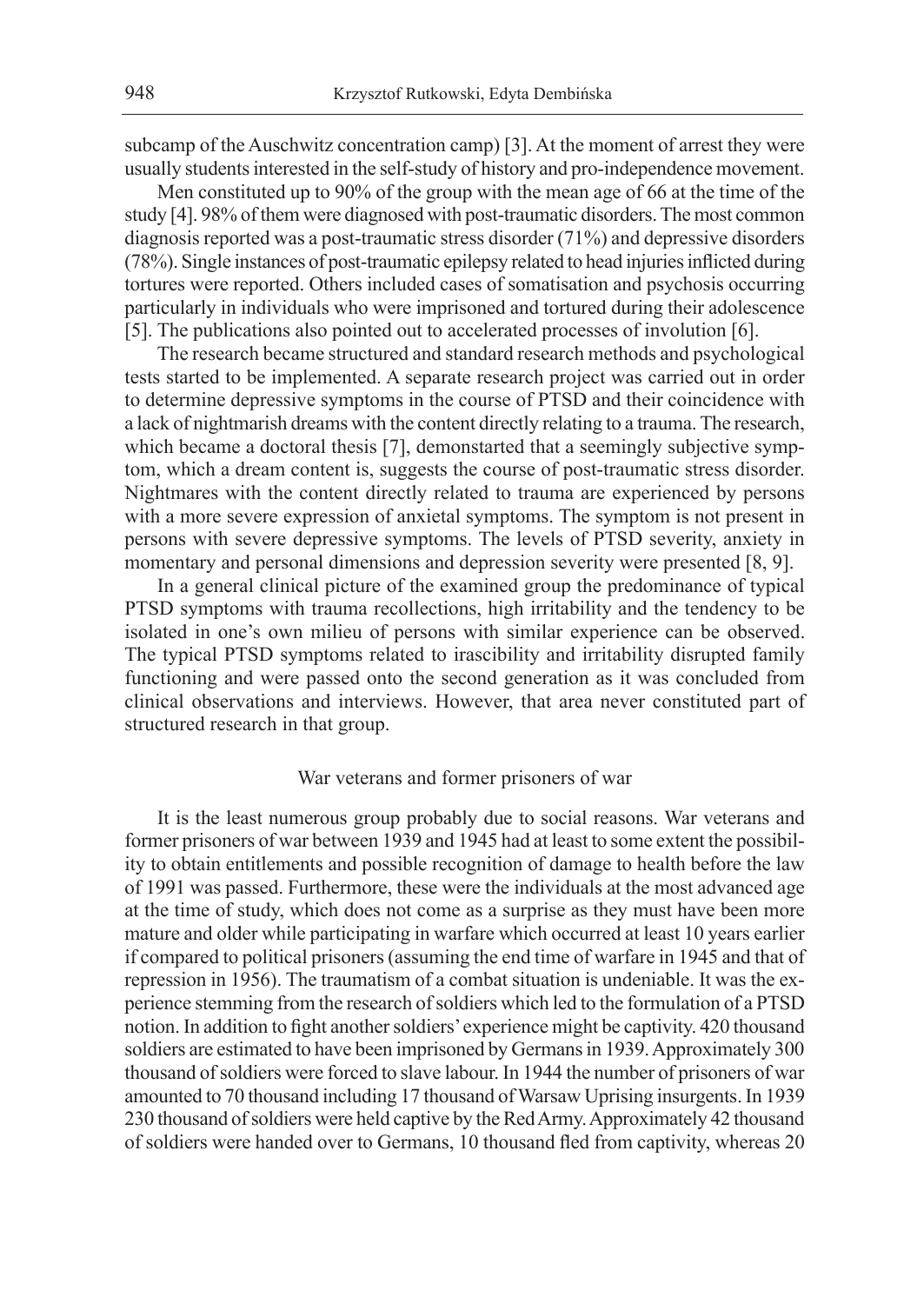subcamp of the Auschwitz concentration camp) [3]. At the moment of arrest they were usually students interested in the self-study of history and pro-independence movement.

Men constituted up to 90% of the group with the mean age of 66 at the time of the study [4]. 98% of them were diagnosed with post-traumatic disorders. The most common diagnosis reported was a post-traumatic stress disorder (71%) and depressive disorders (78%). Single instances of post-traumatic epilepsy related to head injuries inflicted during tortures were reported. Others included cases of somatisation and psychosis occurring particularly in individuals who were imprisoned and tortured during their adolescence [5]. The publications also pointed out to accelerated processes of involution [6].

The research became structured and standard research methods and psychological tests started to be implemented. A separate research project was carried out in order to determine depressive symptoms in the course of PTSD and their coincidence with a lack of nightmarish dreams with the content directly relating to a trauma. The research, which became a doctoral thesis [7], demonstarted that a seemingly subjective symptom, which a dream content is, suggests the course of post-traumatic stress disorder. Nightmares with the content directly related to trauma are experienced by persons with a more severe expression of anxietal symptoms. The symptom is not present in persons with severe depressive symptoms. The levels of PTSD severity, anxiety in momentary and personal dimensions and depression severity were presented [8, 9].

In a general clinical picture of the examined group the predominance of typical PTSD symptoms with trauma recollections, high irritability and the tendency to be isolated in one's own milieu of persons with similar experience can be observed. The typical PTSD symptoms related to irascibility and irritability disrupted family functioning and were passed onto the second generation as it was concluded from clinical observations and interviews. However, that area never constituted part of structured research in that group.

## War veterans and former prisoners of war

It is the least numerous group probably due to social reasons. War veterans and former prisoners of war between 1939 and 1945 had at least to some extent the possibility to obtain entitlements and possible recognition of damage to health before the law of 1991 was passed. Furthermore, these were the individuals at the most advanced age at the time of study, which does not come as a surprise as they must have been more mature and older while participating in warfare which occurred at least 10 years earlier if compared to political prisoners (assuming the end time of warfare in 1945 and that of repression in 1956). The traumatism of a combat situation is undeniable. It was the experience stemming from the research of soldiers which led to the formulation of a PTSD notion. In addition to fight another soldiers' experience might be captivity. 420 thousand soldiers are estimated to have been imprisoned by Germans in 1939. Approximately 300 thousand of soldiers were forced to slave labour. In 1944 the number of prisoners of war amounted to 70 thousand including 17 thousand of Warsaw Uprising insurgents. In 1939 230 thousand of soldiers were held captive by the Red Army. Approximately 42 thousand of soldiers were handed over to Germans, 10 thousand fled from captivity, whereas 20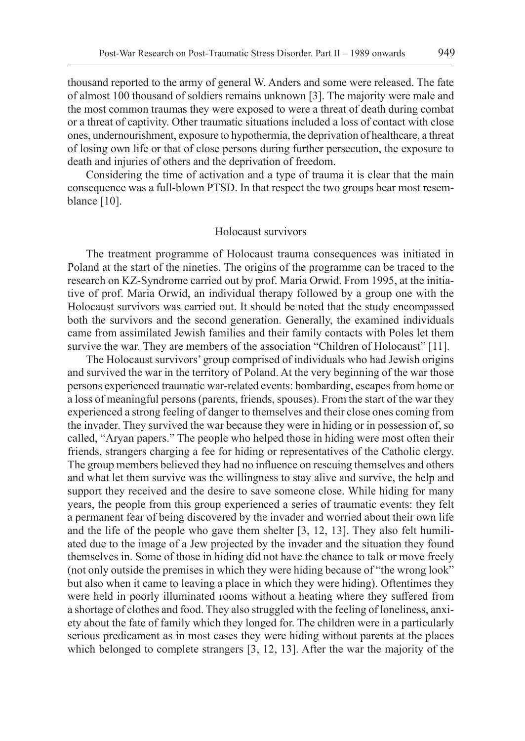thousand reported to the army of general W. Anders and some were released. The fate of almost 100 thousand of soldiers remains unknown [3]. The majority were male and the most common traumas they were exposed to were a threat of death during combat or a threat of captivity. Other traumatic situations included a loss of contact with close ones, undernourishment, exposure to hypothermia, the deprivation of healthcare, a threat of losing own life or that of close persons during further persecution, the exposure to death and injuries of others and the deprivation of freedom.

Considering the time of activation and a type of trauma it is clear that the main consequence was a full-blown PTSD. In that respect the two groups bear most resemblance [10].

## Holocaust survivors

The treatment programme of Holocaust trauma consequences was initiated in Poland at the start of the nineties. The origins of the programme can be traced to the research on KZ-Syndrome carried out by prof. Maria Orwid. From 1995, at the initiative of prof. Maria Orwid, an individual therapy followed by a group one with the Holocaust survivors was carried out. It should be noted that the study encompassed both the survivors and the second generation. Generally, the examined individuals came from assimilated Jewish families and their family contacts with Poles let them survive the war. They are members of the association "Children of Holocaust" [11].

The Holocaust survivors' group comprised of individuals who had Jewish origins and survived the war in the territory of Poland. At the very beginning of the war those persons experienced traumatic war-related events: bombarding, escapes from home or a loss of meaningful persons (parents, friends, spouses). From the start of the war they experienced a strong feeling of danger to themselves and their close ones coming from the invader. They survived the war because they were in hiding or in possession of, so called, "Aryan papers." The people who helped those in hiding were most often their friends, strangers charging a fee for hiding or representatives of the Catholic clergy. The group members believed they had no influence on rescuing themselves and others and what let them survive was the willingness to stay alive and survive, the help and support they received and the desire to save someone close. While hiding for many years, the people from this group experienced a series of traumatic events: they felt a permanent fear of being discovered by the invader and worried about their own life and the life of the people who gave them shelter [3, 12, 13]. They also felt humiliated due to the image of a Jew projected by the invader and the situation they found themselves in. Some of those in hiding did not have the chance to talk or move freely (not only outside the premises in which they were hiding because of "the wrong look" but also when it came to leaving a place in which they were hiding). Oftentimes they were held in poorly illuminated rooms without a heating where they suffered from a shortage of clothes and food. They also struggled with the feeling of loneliness, anxiety about the fate of family which they longed for. The children were in a particularly serious predicament as in most cases they were hiding without parents at the places which belonged to complete strangers [3, 12, 13]. After the war the majority of the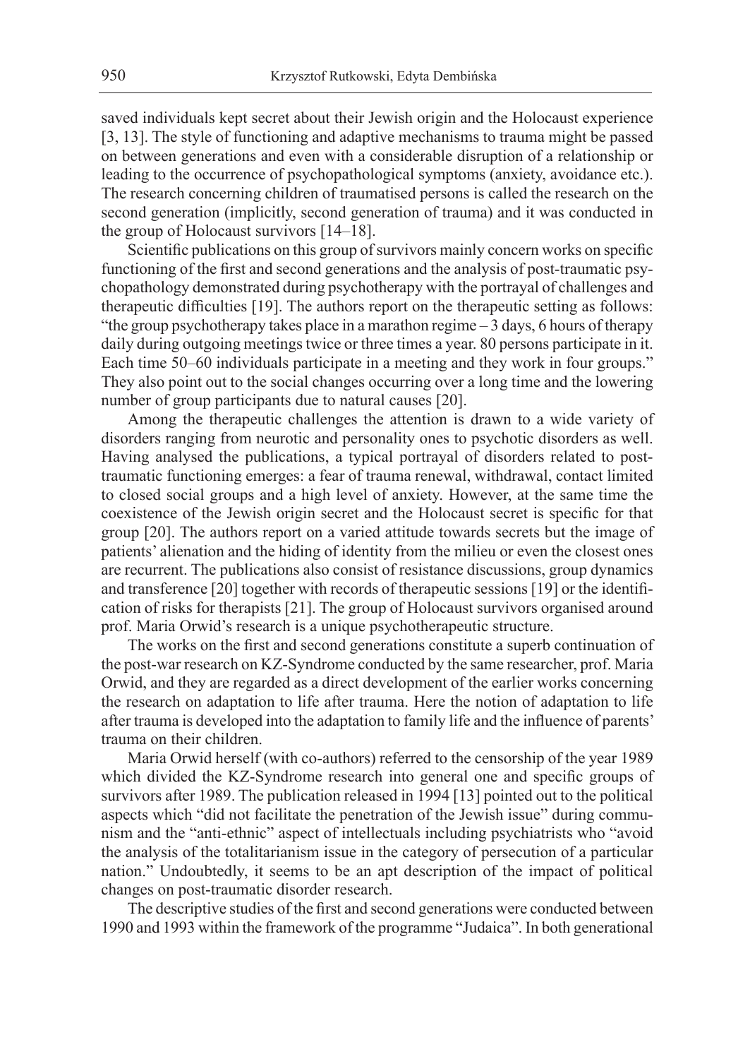saved individuals kept secret about their Jewish origin and the Holocaust experience [3, 13]. The style of functioning and adaptive mechanisms to trauma might be passed on between generations and even with a considerable disruption of a relationship or leading to the occurrence of psychopathological symptoms (anxiety, avoidance etc.). The research concerning children of traumatised persons is called the research on the second generation (implicitly, second generation of trauma) and it was conducted in the group of Holocaust survivors [14–18].

Scientific publications on this group of survivors mainly concern works on specific functioning of the first and second generations and the analysis of post-traumatic psychopathology demonstrated during psychotherapy with the portrayal of challenges and therapeutic difficulties [19]. The authors report on the therapeutic setting as follows: "the group psychotherapy takes place in a marathon regime – 3 days, 6 hours of therapy daily during outgoing meetings twice or three times a year. 80 persons participate in it. Each time 50–60 individuals participate in a meeting and they work in four groups." They also point out to the social changes occurring over a long time and the lowering number of group participants due to natural causes [20].

Among the therapeutic challenges the attention is drawn to a wide variety of disorders ranging from neurotic and personality ones to psychotic disorders as well. Having analysed the publications, a typical portrayal of disorders related to post-traumatic functioning emerges: a fear of trauma renewal, withdrawal, contact limited to closed social groups and a high level of anxiety. However, at the same time the coexistence of the Jewish origin secret and the Holocaust secret is specific for that group [20]. The authors report on a varied attitude towards secrets but the image of patients' alienation and the hiding of identity from the milieu or even the closest ones are recurrent. The publications also consist of resistance discussions, group dynamics and transference [20] together with records of therapeutic sessions [19] or the identification of risks for therapists [21]. The group of Holocaust survivors organised around prof. Maria Orwid's research is a unique psychotherapeutic structure.

The works on the first and second generations constitute a superb continuation of the post-war research on KZ-Syndrome conducted by the same researcher, prof. Maria Orwid, and they are regarded as a direct development of the earlier works concerning the research on adaptation to life after trauma. Here the notion of adaptation to life after trauma is developed into the adaptation to family life and the influence of parents' trauma on their children.

Maria Orwid herself (with co-authors) referred to the censorship of the year 1989 which divided the KZ-Syndrome research into general one and specific groups of survivors after 1989. The publication released in 1994 [13] pointed out to the political aspects which "did not facilitate the penetration of the Jewish issue" during communism and the "anti-ethnic" aspect of intellectuals including psychiatrists who "avoid the analysis of the totalitarianism issue in the category of persecution of a particular nation." Undoubtedly, it seems to be an apt description of the impact of political changes on post-traumatic disorder research.

The descriptive studies of the first and second generations were conducted between 1990 and 1993 within the framework of the programme "Judaica". In both generational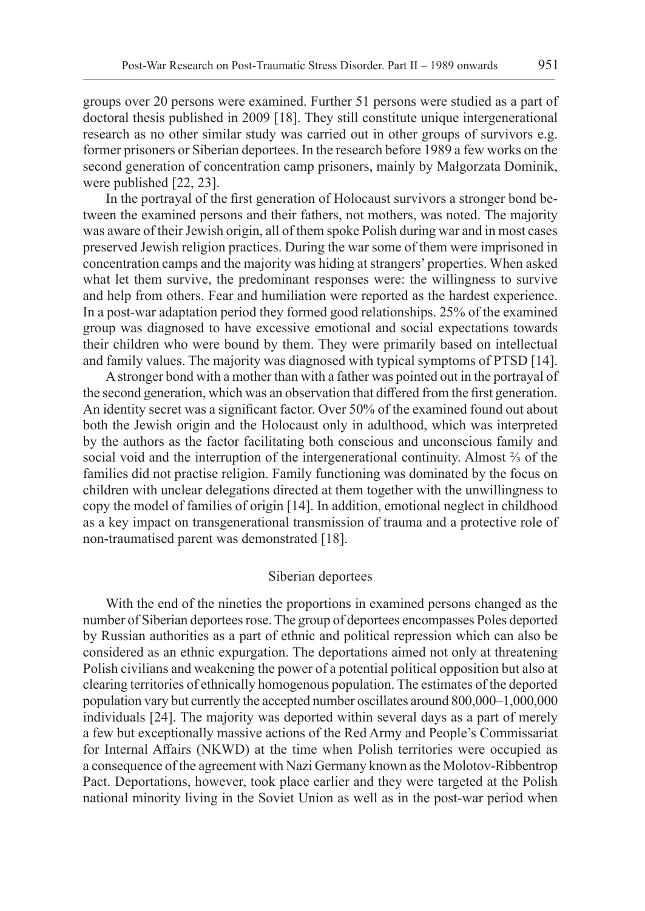groups over 20 persons were examined. Further 51 persons were studied as a part of doctoral thesis published in 2009 [18]. They still constitute unique intergenerational research as no other similar study was carried out in other groups of survivors e.g. former prisoners or Siberian deportees. In the research before 1989 a few works on the second generation of concentration camp prisoners, mainly by Małgorzata Dominik, were published [22, 23].

In the portrayal of the first generation of Holocaust survivors a stronger bond between the examined persons and their fathers, not mothers, was noted. The majority was aware of their Jewish origin, all of them spoke Polish during war and in most cases preserved Jewish religion practices. During the war some of them were imprisoned in concentration camps and the majority was hiding at strangers' properties. When asked what let them survive, the predominant responses were: the willingness to survive and help from others. Fear and humiliation were reported as the hardest experience. In a post-war adaptation period they formed good relationships. 25% of the examined group was diagnosed to have excessive emotional and social expectations towards their children who were bound by them. They were primarily based on intellectual and family values. The majority was diagnosed with typical symptoms of PTSD [14].

A stronger bond with a mother than with a father was pointed out in the portrayal of the second generation, which was an observation that differed from the first generation. An identity secret was a significant factor. Over 50% of the examined found out about both the Jewish origin and the Holocaust only in adulthood, which was interpreted by the authors as the factor facilitating both conscious and unconscious family and social void and the interruption of the intergenerational continuity. Almost ⅔ of the families did not practise religion. Family functioning was dominated by the focus on children with unclear delegations directed at them together with the unwillingness to copy the model of families of origin [14]. In addition, emotional neglect in childhood as a key impact on transgenerational transmission of trauma and a protective role of non-traumatised parent was demonstrated [18].

## Siberian deportees

With the end of the nineties the proportions in examined persons changed as the number of Siberian deportees rose. The group of deportees encompasses Poles deported by Russian authorities as a part of ethnic and political repression which can also be considered as an ethnic expurgation. The deportations aimed not only at threatening Polish civilians and weakening the power of a potential political opposition but also at clearing territories of ethnically homogenous population. The estimates of the deported population vary but currently the accepted number oscillates around 800,000–1,000,000 individuals [24]. The majority was deported within several days as a part of merely a few but exceptionally massive actions of the Red Army and People's Commissariat for Internal Affairs (NKWD) at the time when Polish territories were occupied as a consequence of the agreement with Nazi Germany known as the Molotov-Ribbentrop Pact. Deportations, however, took place earlier and they were targeted at the Polish national minority living in the Soviet Union as well as in the post-war period when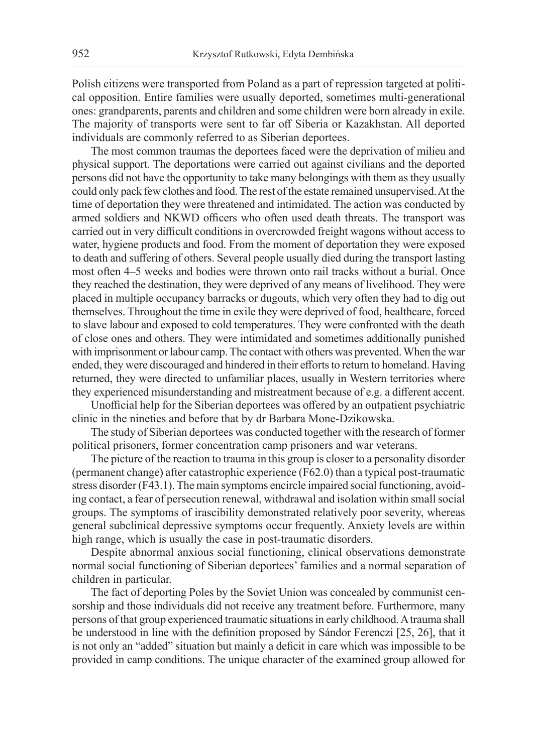Polish citizens were transported from Poland as a part of repression targeted at political opposition. Entire families were usually deported, sometimes multi-generational ones: grandparents, parents and children and some children were born already in exile. The majority of transports were sent to far off Siberia or Kazakhstan. All deported individuals are commonly referred to as Siberian deportees.

The most common traumas the deportees faced were the deprivation of milieu and physical support. The deportations were carried out against civilians and the deported persons did not have the opportunity to take many belongings with them as they usually could only pack few clothes and food. The rest of the estate remained unsupervised. At the time of deportation they were threatened and intimidated. The action was conducted by armed soldiers and NKWD officers who often used death threats. The transport was carried out in very difficult conditions in overcrowded freight wagons without access to water, hygiene products and food. From the moment of deportation they were exposed to death and suffering of others. Several people usually died during the transport lasting most often 4–5 weeks and bodies were thrown onto rail tracks without a burial. Once they reached the destination, they were deprived of any means of livelihood. They were placed in multiple occupancy barracks or dugouts, which very often they had to dig out themselves. Throughout the time in exile they were deprived of food, healthcare, forced to slave labour and exposed to cold temperatures. They were confronted with the death of close ones and others. They were intimidated and sometimes additionally punished with imprisonment or labour camp. The contact with others was prevented. When the war ended, they were discouraged and hindered in their efforts to return to homeland. Having returned, they were directed to unfamiliar places, usually in Western territories where they experienced misunderstanding and mistreatment because of e.g. a different accent.

Unofficial help for the Siberian deportees was offered by an outpatient psychiatric clinic in the nineties and before that by dr Barbara Mone-Dzikowska.

The study of Siberian deportees was conducted together with the research of former political prisoners, former concentration camp prisoners and war veterans.

The picture of the reaction to trauma in this group is closer to a personality disorder (permanent change) after catastrophic experience (F62.0) than a typical post-traumatic stress disorder (F43.1). The main symptoms encircle impaired social functioning, avoiding contact, a fear of persecution renewal, withdrawal and isolation within small social groups. The symptoms of irascibility demonstrated relatively poor severity, whereas general subclinical depressive symptoms occur frequently. Anxiety levels are within high range, which is usually the case in post-traumatic disorders.

Despite abnormal anxious social functioning, clinical observations demonstrate normal social functioning of Siberian deportees' families and a normal separation of children in particular.

The fact of deporting Poles by the Soviet Union was concealed by communist censorship and those individuals did not receive any treatment before. Furthermore, many persons of that group experienced traumatic situations in early childhood. A trauma shall be understood in line with the definition proposed by Sándor Ferenczi [25, 26], that it is not only an "added" situation but mainly a deficit in care which was impossible to be provided in camp conditions. The unique character of the examined group allowed for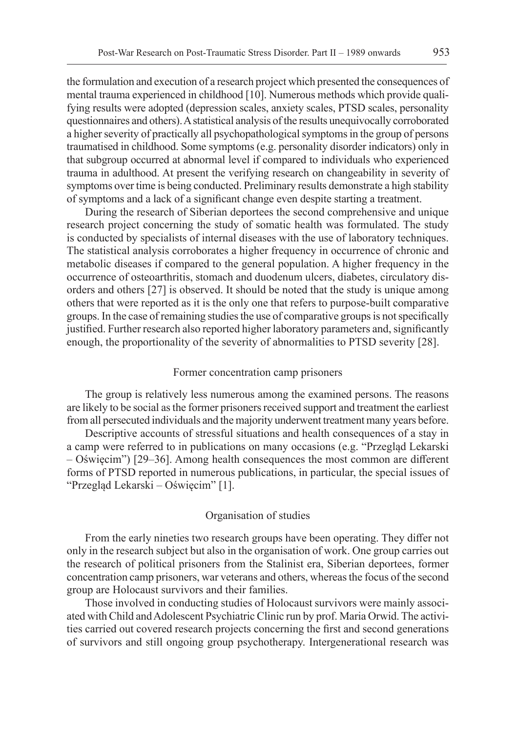the formulation and execution of a research project which presented the consequences of mental trauma experienced in childhood [10]. Numerous methods which provide qualifying results were adopted (depression scales, anxiety scales, PTSD scales, personality questionnaires and others). A statistical analysis of the results unequivocally corroborated a higher severity of practically all psychopathological symptoms in the group of persons traumatised in childhood. Some symptoms (e.g. personality disorder indicators) only in that subgroup occurred at abnormal level if compared to individuals who experienced trauma in adulthood. At present the verifying research on changeability in severity of symptoms over time is being conducted. Preliminary results demonstrate a high stability of symptoms and a lack of a significant change even despite starting a treatment.

During the research of Siberian deportees the second comprehensive and unique research project concerning the study of somatic health was formulated. The study is conducted by specialists of internal diseases with the use of laboratory techniques. The statistical analysis corroborates a higher frequency in occurrence of chronic and metabolic diseases if compared to the general population. A higher frequency in the occurrence of osteoarthritis, stomach and duodenum ulcers, diabetes, circulatory disorders and others [27] is observed. It should be noted that the study is unique among others that were reported as it is the only one that refers to purpose-built comparative groups. In the case of remaining studies the use of comparative groups is not specifically justified. Further research also reported higher laboratory parameters and, significantly enough, the proportionality of the severity of abnormalities to PTSD severity [28].

### Former concentration camp prisoners

The group is relatively less numerous among the examined persons. The reasons are likely to be social as the former prisoners received support and treatment the earliest from all persecuted individuals and the majority underwent treatment many years before.

Descriptive accounts of stressful situations and health consequences of a stay in a camp were referred to in publications on many occasions (e.g. "Przegląd Lekarski – Oświęcim") [29–36]. Among health consequences the most common are different forms of PTSD reported in numerous publications, in particular, the special issues of "Przegląd Lekarski – Oświęcim" [1].

### Organisation of studies

From the early nineties two research groups have been operating. They differ not only in the research subject but also in the organisation of work. One group carries out the research of political prisoners from the Stalinist era, Siberian deportees, former concentration camp prisoners, war veterans and others, whereas the focus of the second group are Holocaust survivors and their families.

Those involved in conducting studies of Holocaust survivors were mainly associated with Child and Adolescent Psychiatric Clinic run by prof. Maria Orwid. The activities carried out covered research projects concerning the first and second generations of survivors and still ongoing group psychotherapy. Intergenerational research was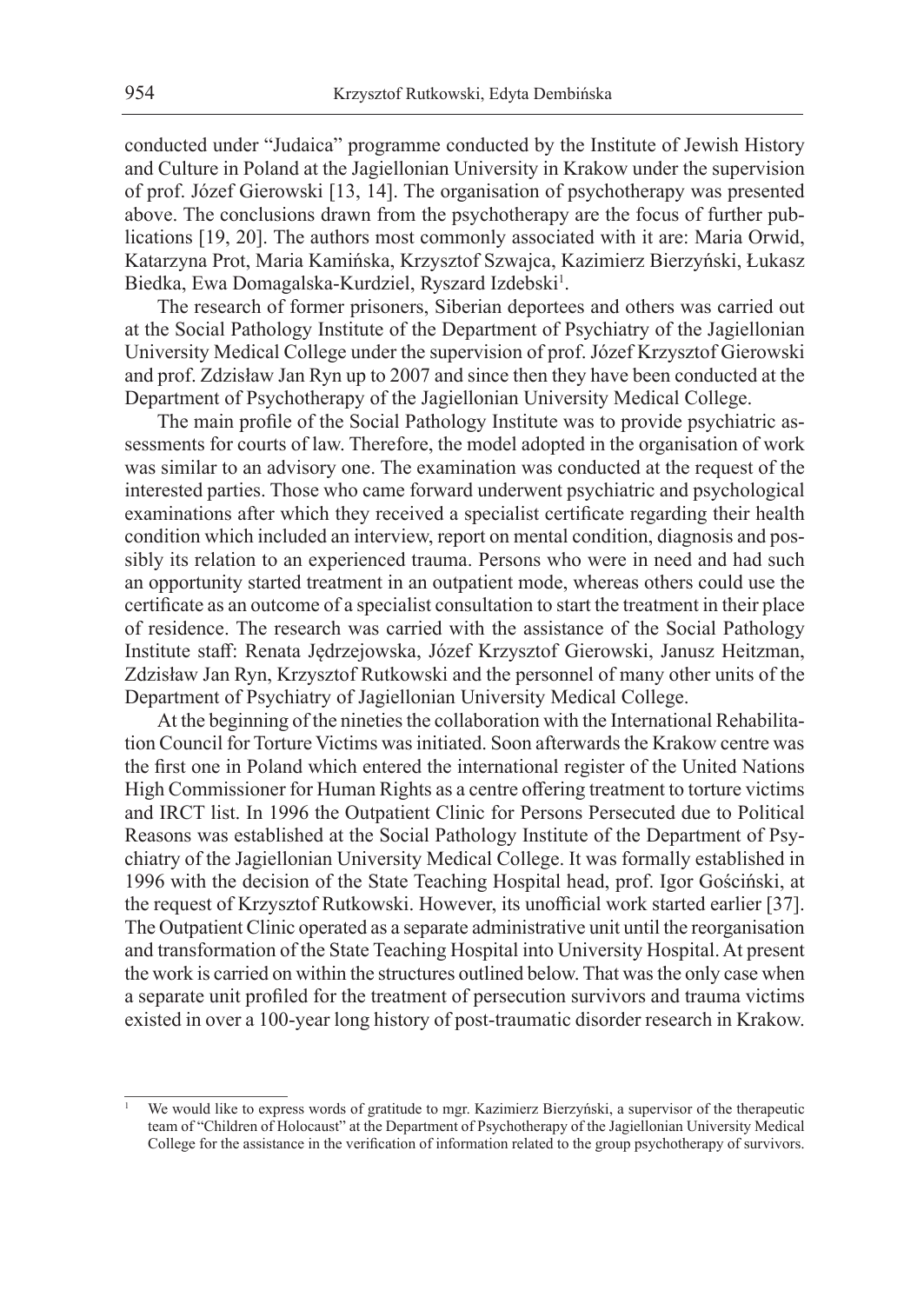conducted under "Judaica" programme conducted by the Institute of Jewish History and Culture in Poland at the Jagiellonian University in Krakow under the supervision of prof. Józef Gierowski [13, 14]. The organisation of psychotherapy was presented above. The conclusions drawn from the psychotherapy are the focus of further publications [19, 20]. The authors most commonly associated with it are: Maria Orwid, Katarzyna Prot, Maria Kamińska, Krzysztof Szwajca, Kazimierz Bierzyński, Łukasz Biedka, Ewa Domagalska-Kurdziel, Ryszard Izdebski[1].

The research of former prisoners, Siberian deportees and others was carried out at the Social Pathology Institute of the Department of Psychiatry of the Jagiellonian University Medical College under the supervision of prof. Józef Krzysztof Gierowski and prof. Zdzisław Jan Ryn up to 2007 and since then they have been conducted at the Department of Psychotherapy of the Jagiellonian University Medical College.

The main profile of the Social Pathology Institute was to provide psychiatric assessments for courts of law. Therefore, the model adopted in the organisation of work was similar to an advisory one. The examination was conducted at the request of the interested parties. Those who came forward underwent psychiatric and psychological examinations after which they received a specialist certificate regarding their health condition which included an interview, report on mental condition, diagnosis and possibly its relation to an experienced trauma. Persons who were in need and had such an opportunity started treatment in an outpatient mode, whereas others could use the certificate as an outcome of a specialist consultation to start the treatment in their place of residence. The research was carried with the assistance of the Social Pathology Institute staff: Renata Jędrzejowska, Józef Krzysztof Gierowski, Janusz Heitzman, Zdzisław Jan Ryn, Krzysztof Rutkowski and the personnel of many other units of the Department of Psychiatry of Jagiellonian University Medical College.

At the beginning of the nineties the collaboration with the International Rehabilitation Council for Torture Victims was initiated. Soon afterwards the Krakow centre was the first one in Poland which entered the international register of the United Nations High Commissioner for Human Rights as a centre offering treatment to torture victims and IRCT list. In 1996 the Outpatient Clinic for Persons Persecuted due to Political Reasons was established at the Social Pathology Institute of the Department of Psychiatry of the Jagiellonian University Medical College. It was formally established in 1996 with the decision of the State Teaching Hospital head, prof. Igor Gościński, at the request of Krzysztof Rutkowski. However, its unofficial work started earlier [37]. The Outpatient Clinic operated as a separate administrative unit until the reorganisation and transformation of the State Teaching Hospital into University Hospital. At present the work is carried on within the structures outlined below. That was the only case when a separate unit profiled for the treatment of persecution survivors and trauma victims existed in over a 100-year long history of post-traumatic disorder research in Krakow.

---

[1] We would like to express words of gratitude to mgr. Kazimierz Bierzyński, a supervisor of the therapeutic team of "Children of Holocaust" at the Department of Psychotherapy of the Jagiellonian University Medical College for the assistance in the verification of information related to the group psychotherapy of survivors.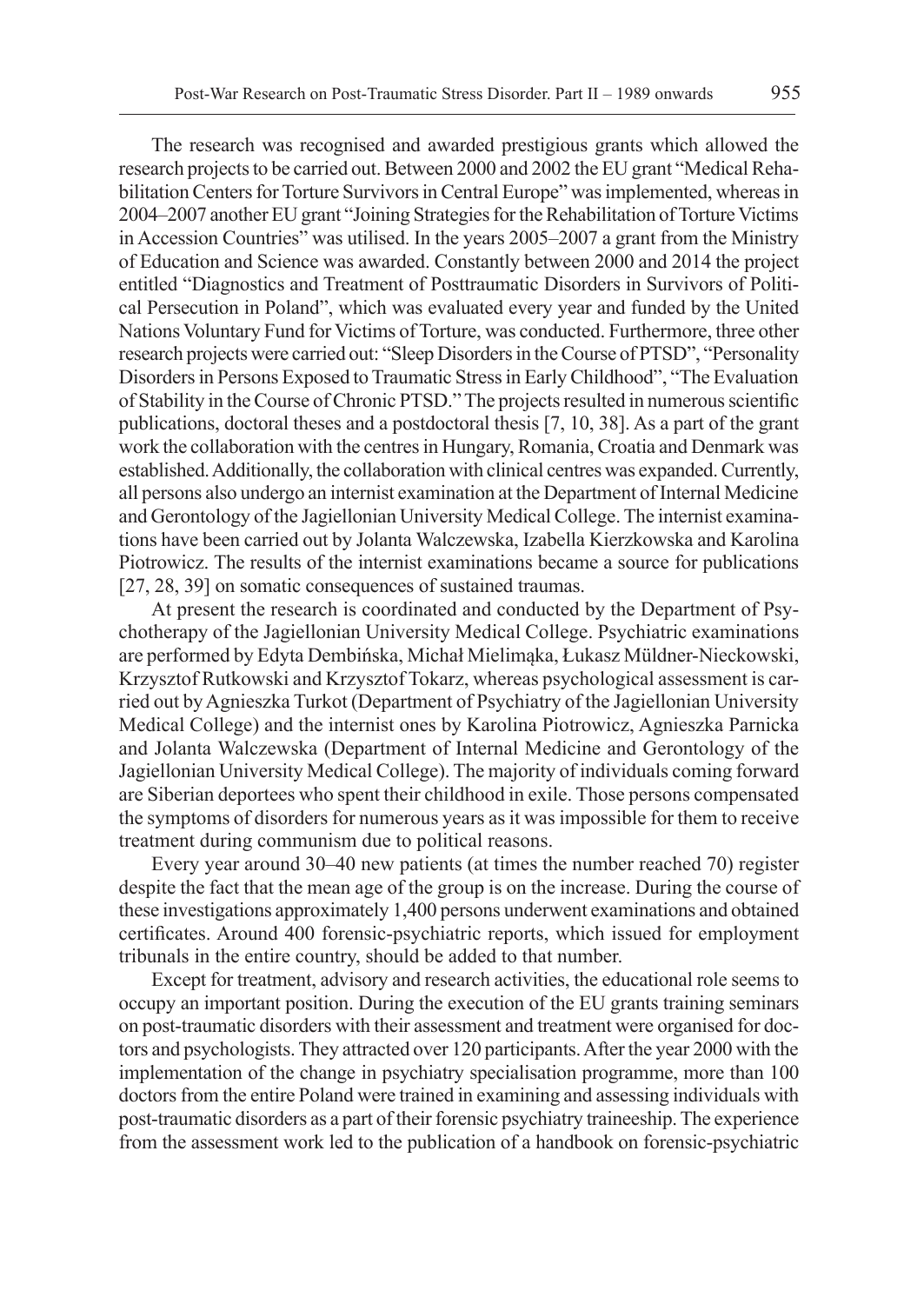The research was recognised and awarded prestigious grants which allowed the research projects to be carried out. Between 2000 and 2002 the EU grant "Medical Rehabilitation Centers for Torture Survivors in Central Europe" was implemented, whereas in 2004–2007 another EU grant "Joining Strategies for the Rehabilitation of Torture Victims in Accession Countries" was utilised. In the years 2005–2007 a grant from the Ministry of Education and Science was awarded. Constantly between 2000 and 2014 the project entitled "Diagnostics and Treatment of Posttraumatic Disorders in Survivors of Political Persecution in Poland", which was evaluated every year and funded by the United Nations Voluntary Fund for Victims of Torture, was conducted. Furthermore, three other research projects were carried out: "Sleep Disorders in the Course of PTSD", "Personality Disorders in Persons Exposed to Traumatic Stress in Early Childhood", "The Evaluation of Stability in the Course of Chronic PTSD." The projects resulted in numerous scientific publications, doctoral theses and a postdoctoral thesis [7, 10, 38]. As a part of the grant work the collaboration with the centres in Hungary, Romania, Croatia and Denmark was established. Additionally, the collaboration with clinical centres was expanded. Currently, all persons also undergo an internist examination at the Department of Internal Medicine and Gerontology of the Jagiellonian University Medical College. The internist examinations have been carried out by Jolanta Walczewska, Izabella Kierzkowska and Karolina Piotrowicz. The results of the internist examinations became a source for publications [27, 28, 39] on somatic consequences of sustained traumas.

At present the research is coordinated and conducted by the Department of Psychotherapy of the Jagiellonian University Medical College. Psychiatric examinations are performed by Edyta Dembińska, Michał Mielimąka, Łukasz Müldner-Nieckowski, Krzysztof Rutkowski and Krzysztof Tokarz, whereas psychological assessment is carried out by Agnieszka Turkot (Department of Psychiatry of the Jagiellonian University Medical College) and the internist ones by Karolina Piotrowicz, Agnieszka Parnicka and Jolanta Walczewska (Department of Internal Medicine and Gerontology of the Jagiellonian University Medical College). The majority of individuals coming forward are Siberian deportees who spent their childhood in exile. Those persons compensated the symptoms of disorders for numerous years as it was impossible for them to receive treatment during communism due to political reasons.

Every year around 30–40 new patients (at times the number reached 70) register despite the fact that the mean age of the group is on the increase. During the course of these investigations approximately 1,400 persons underwent examinations and obtained certificates. Around 400 forensic-psychiatric reports, which issued for employment tribunals in the entire country, should be added to that number.

Except for treatment, advisory and research activities, the educational role seems to occupy an important position. During the execution of the EU grants training seminars on post-traumatic disorders with their assessment and treatment were organised for doctors and psychologists. They attracted over 120 participants. After the year 2000 with the implementation of the change in psychiatry specialisation programme, more than 100 doctors from the entire Poland were trained in examining and assessing individuals with post-traumatic disorders as a part of their forensic psychiatry traineeship. The experience from the assessment work led to the publication of a handbook on forensic-psychiatric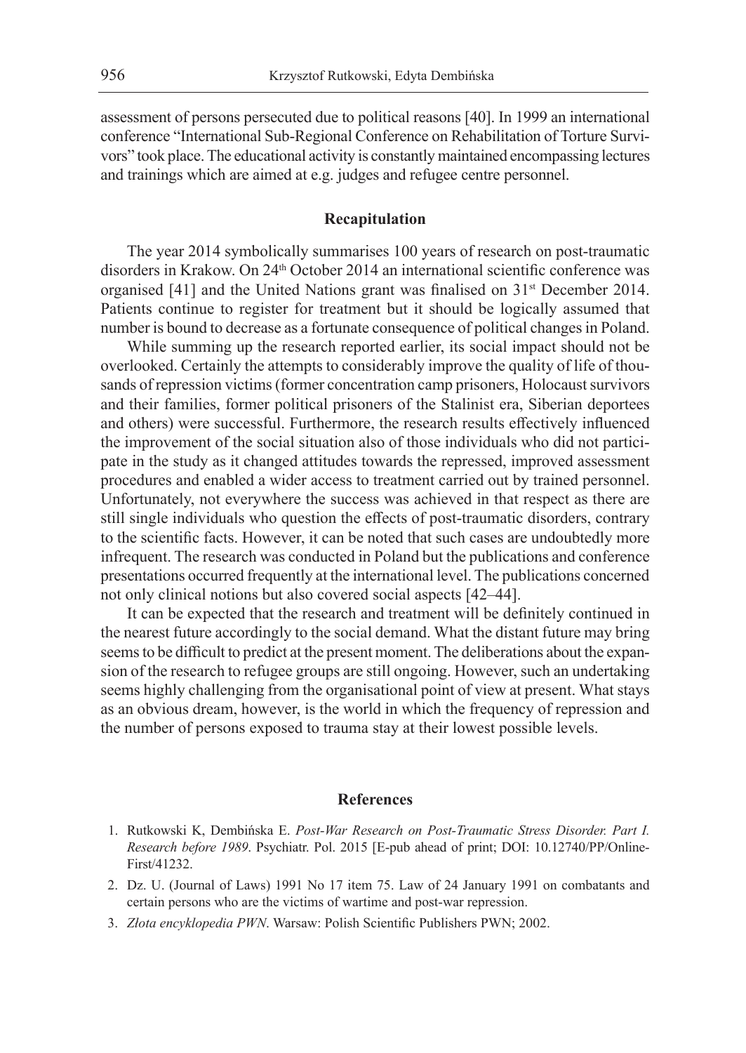assessment of persons persecuted due to political reasons [40]. In 1999 an international conference "International Sub-Regional Conference on Rehabilitation of Torture Survivors" took place. The educational activity is constantly maintained encompassing lectures and trainings which are aimed at e.g. judges and refugee centre personnel.

## Recapitulation

The year 2014 symbolically summarises 100 years of research on post-traumatic disorders in Krakow. On 24th October 2014 an international scientific conference was organised [41] and the United Nations grant was finalised on 31st December 2014. Patients continue to register for treatment but it should be logically assumed that number is bound to decrease as a fortunate consequence of political changes in Poland.

While summing up the research reported earlier, its social impact should not be overlooked. Certainly the attempts to considerably improve the quality of life of thousands of repression victims (former concentration camp prisoners, Holocaust survivors and their families, former political prisoners of the Stalinist era, Siberian deportees and others) were successful. Furthermore, the research results effectively influenced the improvement of the social situation also of those individuals who did not participate in the study as it changed attitudes towards the repressed, improved assessment procedures and enabled a wider access to treatment carried out by trained personnel. Unfortunately, not everywhere the success was achieved in that respect as there are still single individuals who question the effects of post-traumatic disorders, contrary to the scientific facts. However, it can be noted that such cases are undoubtedly more infrequent. The research was conducted in Poland but the publications and conference presentations occurred frequently at the international level. The publications concerned not only clinical notions but also covered social aspects [42–44].

It can be expected that the research and treatment will be definitely continued in the nearest future accordingly to the social demand. What the distant future may bring seems to be difficult to predict at the present moment. The deliberations about the expansion of the research to refugee groups are still ongoing. However, such an undertaking seems highly challenging from the organisational point of view at present. What stays as an obvious dream, however, is the world in which the frequency of repression and the number of persons exposed to trauma stay at their lowest possible levels.

## References

1. Rutkowski K, Dembińska E. *Post-War Research on Post-Traumatic Stress Disorder. Part I. Research before 1989*. Psychiatr. Pol. 2015 [E-pub ahead of print; DOI: 10.12740/PP/OnlineFirst/41232.
2. Dz. U. (Journal of Laws) 1991 No 17 item 75. Law of 24 January 1991 on combatants and certain persons who are the victims of wartime and post-war repression.
3. *Złota encyklopedia PWN*. Warsaw: Polish Scientific Publishers PWN; 2002.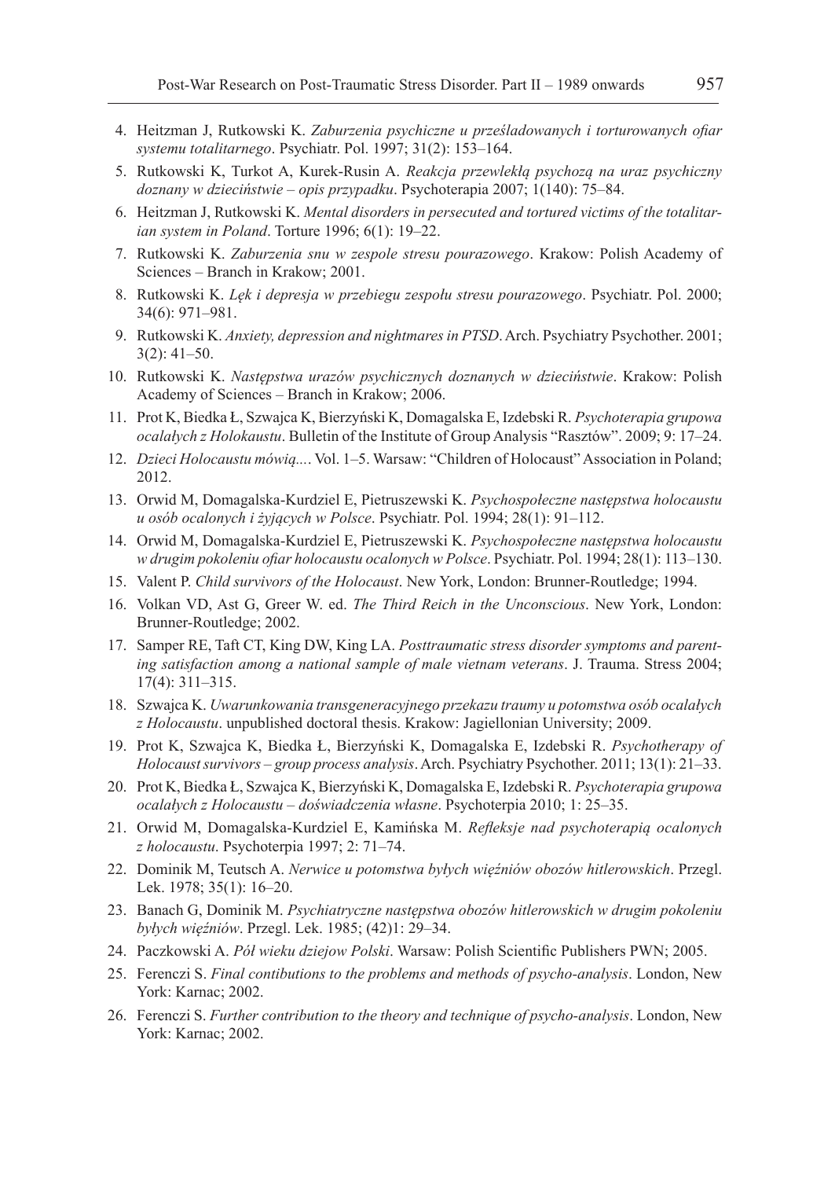4. Heitzman J, Rutkowski K. *Zaburzenia psychiczne u prześladowanych i torturowanych ofiar systemu totalitarnego*. Psychiatr. Pol. 1997; 31(2): 153–164.
5. Rutkowski K, Turkot A, Kurek-Rusin A. *Reakcja przewlekłą psychozą na uraz psychiczny doznany w dzieciństwie – opis przypadku*. Psychoterapia 2007; 1(140): 75–84.
6. Heitzman J, Rutkowski K. *Mental disorders in persecuted and tortured victims of the totalitarian system in Poland*. Torture 1996; 6(1): 19–22.
7. Rutkowski K. *Zaburzenia snu w zespole stresu pourazowego*. Krakow: Polish Academy of Sciences – Branch in Krakow; 2001.
8. Rutkowski K. *Lęk i depresja w przebiegu zespołu stresu pourazowego*. Psychiatr. Pol. 2000; 34(6): 971–981.
9. Rutkowski K. *Anxiety, depression and nightmares in PTSD*. Arch. Psychiatry Psychother. 2001; 3(2): 41–50.
10. Rutkowski K. *Następstwa urazów psychicznych doznanych w dzieciństwie*. Krakow: Polish Academy of Sciences – Branch in Krakow; 2006.
11. Prot K, Biedka Ł, Szwajca K, Bierzyński K, Domagalska E, Izdebski R. *Psychoterapia grupowa ocalałych z Holokaustu*. Bulletin of the Institute of Group Analysis "Rasztów". 2009; 9: 17–24.
12. *Dzieci Holocaustu mówią...*. Vol. 1–5. Warsaw: "Children of Holocaust" Association in Poland; 2012.
13. Orwid M, Domagalska-Kurdziel E, Pietruszewski K. *Psychospołeczne następstwa holocaustu u osób ocalonych i żyjących w Polsce*. Psychiatr. Pol. 1994; 28(1): 91–112.
14. Orwid M, Domagalska-Kurdziel E, Pietruszewski K. *Psychospołeczne następstwa holocaustu w drugim pokoleniu ofiar holocaustu ocalonych w Polsce*. Psychiatr. Pol. 1994; 28(1): 113–130.
15. Valent P. *Child survivors of the Holocaust*. New York, London: Brunner-Routledge; 1994.
16. Volkan VD, Ast G, Greer W. ed. *The Third Reich in the Unconscious*. New York, London: Brunner-Routledge; 2002.
17. Samper RE, Taft CT, King DW, King LA. *Posttraumatic stress disorder symptoms and parenting satisfaction among a national sample of male vietnam veterans*. J. Trauma. Stress 2004; 17(4): 311–315.
18. Szwajca K. *Uwarunkowania transgeneracyjnego przekazu traumy u potomstwa osób ocalałych z Holocaustu*. unpublished doctoral thesis. Krakow: Jagiellonian University; 2009.
19. Prot K, Szwajca K, Biedka Ł, Bierzyński K, Domagalska E, Izdebski R. *Psychotherapy of Holocaust survivors – group process analysis*. Arch. Psychiatry Psychother. 2011; 13(1): 21–33.
20. Prot K, Biedka Ł, Szwajca K, Bierzyński K, Domagalska E, Izdebski R. *Psychoterapia grupowa ocalałych z Holocaustu – doświadczenia własne*. Psychoterpia 2010; 1: 25–35.
21. Orwid M, Domagalska-Kurdziel E, Kamińska M. *Refleksje nad psychoterapią ocalonych z holocaustu*. Psychoterpia 1997; 2: 71–74.
22. Dominik M, Teutsch A. *Nerwice u potomstwa byłych więźniów obozów hitlerowskich*. Przegl. Lek. 1978; 35(1): 16–20.
23. Banach G, Dominik M. *Psychiatryczne następstwa obozów hitlerowskich w drugim pokoleniu byłych więźniów*. Przegl. Lek. 1985; (42)1: 29–34.
24. Paczkowski A. *Pół wieku dziejow Polski*. Warsaw: Polish Scientific Publishers PWN; 2005.
25. Ferenczi S. *Final contibutions to the problems and methods of psycho-analysis*. London, New York: Karnac; 2002.
26. Ferenczi S. *Further contribution to the theory and technique of psycho-analysis*. London, New York: Karnac; 2002.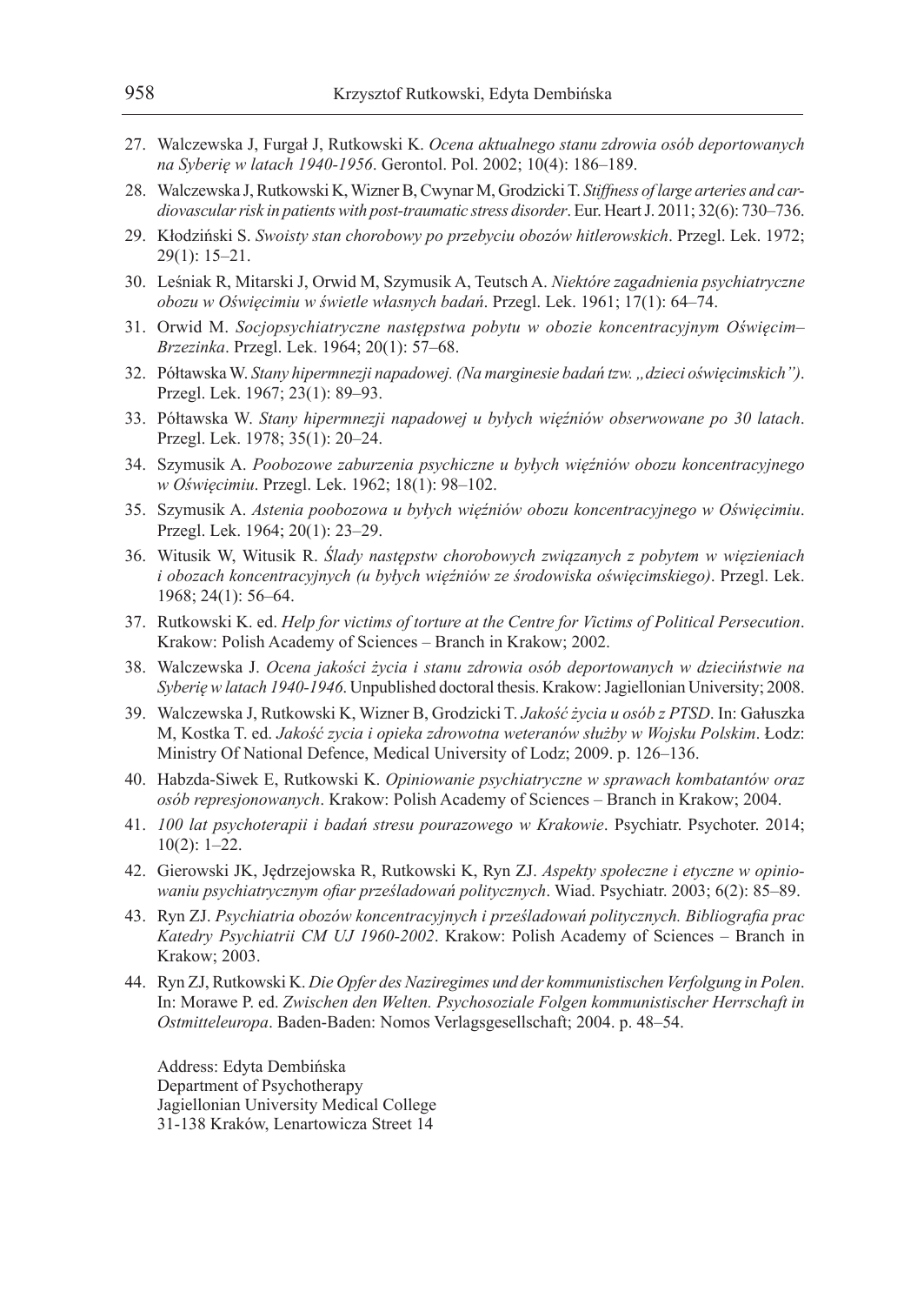27. Walczewska J, Furgał J, Rutkowski K. *Ocena aktualnego stanu zdrowia osób deportowanych na Syberię w latach 1940-1956*. Gerontol. Pol. 2002; 10(4): 186–189.
28. Walczewska J, Rutkowski K, Wizner B, Cwynar M, Grodzicki T. *Stiffness of large arteries and cardiovascular risk in patients with post-traumatic stress disorder*. Eur. Heart J. 2011; 32(6): 730–736.
29. Kłodziński S. *Swoisty stan chorobowy po przebyciu obozów hitlerowskich*. Przegl. Lek. 1972; 29(1): 15–21.
30. Leśniak R, Mitarski J, Orwid M, Szymusik A, Teutsch A. *Niektóre zagadnienia psychiatryczne obozu w Oświęcimiu w świetle własnych badań*. Przegl. Lek. 1961; 17(1): 64–74.
31. Orwid M. *Socjopsychiatryczne następstwa pobytu w obozie koncentracyjnym Oświęcim–Brzezinka*. Przegl. Lek. 1964; 20(1): 57–68.
32. Półtawska W. *Stany hipermnezji napadowej. (Na marginesie badań tzw. „dzieci oświęcimskich")*. Przegl. Lek. 1967; 23(1): 89–93.
33. Półtawska W. *Stany hipermnezji napadowej u byłych więźniów obserwowane po 30 latach*. Przegl. Lek. 1978; 35(1): 20–24.
34. Szymusik A. *Poobozowe zaburzenia psychiczne u byłych więźniów obozu koncentracyjnego w Oświęcimiu*. Przegl. Lek. 1962; 18(1): 98–102.
35. Szymusik A. *Astenia poobozowa u byłych więźniów obozu koncentracyjnego w Oświęcimiu*. Przegl. Lek. 1964; 20(1): 23–29.
36. Witusik W, Witusik R. *Ślady następstw chorobowych związanych z pobytem w więzieniach i obozach koncentracyjnych (u byłych więźniów ze środowiska oświęcimskiego)*. Przegl. Lek. 1968; 24(1): 56–64.
37. Rutkowski K. ed. *Help for victims of torture at the Centre for Victims of Political Persecution*. Krakow: Polish Academy of Sciences – Branch in Krakow; 2002.
38. Walczewska J. *Ocena jakości życia i stanu zdrowia osób deportowanych w dzieciństwie na Syberię w latach 1940-1946*. Unpublished doctoral thesis. Krakow: Jagiellonian University; 2008.
39. Walczewska J, Rutkowski K, Wizner B, Grodzicki T. *Jakość życia u osób z PTSD*. In: Gałuszka M, Kostka T. ed. *Jakość zycia i opieka zdrowotna weteranów służby w Wojsku Polskim*. Łodz: Ministry Of National Defence, Medical University of Lodz; 2009. p. 126–136.
40. Habzda-Siwek E, Rutkowski K. *Opiniowanie psychiatryczne w sprawach kombatantów oraz osób represjonowanych*. Krakow: Polish Academy of Sciences – Branch in Krakow; 2004.
41. *100 lat psychoterapii i badań stresu pourazowego w Krakowie*. Psychiatr. Psychoter. 2014; 10(2): 1–22.
42. Gierowski JK, Jędrzejowska R, Rutkowski K, Ryn ZJ. *Aspekty społeczne i etyczne w opiniowaniu psychiatrycznym ofiar prześladowań politycznych*. Wiad. Psychiatr. 2003; 6(2): 85–89.
43. Ryn ZJ. *Psychiatria obozów koncentracyjnych i prześladowań politycznych. Bibliografia prac Katedry Psychiatrii CM UJ 1960-2002*. Krakow: Polish Academy of Sciences – Branch in Krakow; 2003.
44. Ryn ZJ, Rutkowski K. *Die Opfer des Naziregimes und der kommunistischen Verfolgung in Polen*. In: Morawe P. ed. *Zwischen den Welten. Psychosoziale Folgen kommunistischer Herrschaft in Ostmitteleuropa*. Baden-Baden: Nomos Verlagsgesellschaft; 2004. p. 48–54.

Address: Edyta Dembińska
Department of Psychotherapy
Jagiellonian University Medical College
31-138 Kraków, Lenartowicza Street 14